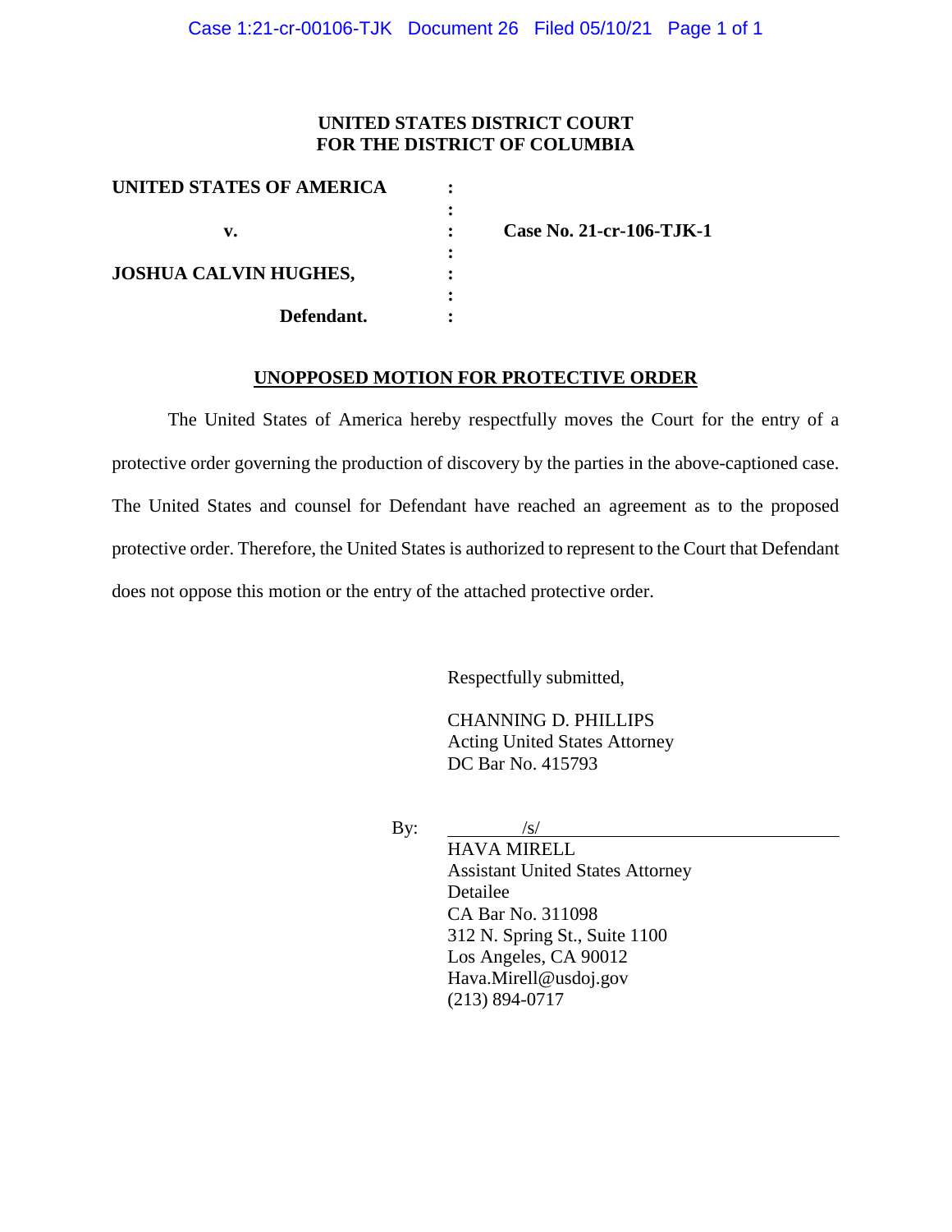**UNITED STATES DISTRICT COURT**
**FOR THE DISTRICT OF COLUMBIA**

| | | |
|---|---|---|
| **UNITED STATES OF AMERICA** | : | |
| | : | |
| **v.** | : | **Case No. 21-cr-106-TJK-1** |
| | : | |
| **JOSHUA CALVIN HUGHES,** | : | |
| | : | |
| **Defendant.** | : | |

**UNOPPOSED MOTION FOR PROTECTIVE ORDER**

The United States of America hereby respectfully moves the Court for the entry of a protective order governing the production of discovery by the parties in the above-captioned case. The United States and counsel for Defendant have reached an agreement as to the proposed protective order. Therefore, the United States is authorized to represent to the Court that Defendant does not oppose this motion or the entry of the attached protective order.

Respectfully submitted,

CHANNING D. PHILLIPS
Acting United States Attorney
DC Bar No. 415793

By: /s/
HAVA MIRELL
Assistant United States Attorney
Detailee
CA Bar No. 311098
312 N. Spring St., Suite 1100
Los Angeles, CA 90012
Hava.Mirell@usdoj.gov
(213) 894-0717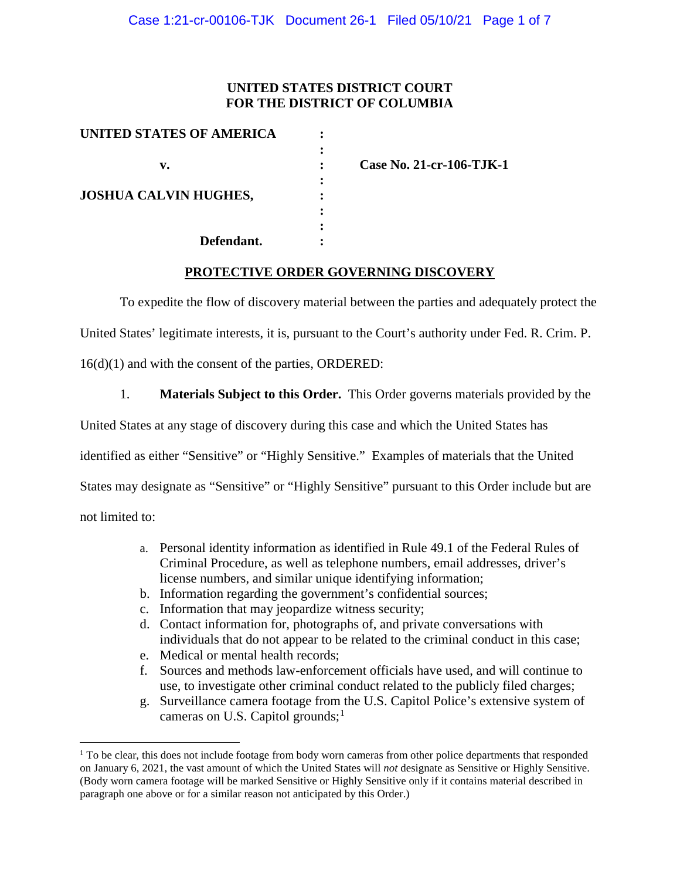**UNITED STATES DISTRICT COURT**
**FOR THE DISTRICT OF COLUMBIA**

| | | |
|---|---|---|
| **UNITED STATES OF AMERICA** | : | |
| | : | |
| **v.** | : | **Case No. 21-cr-106-TJK-1** |
| | : | |
| **JOSHUA CALVIN HUGHES,** | : | |
| | : | |
| | : | |
| **Defendant.** | : | |

## PROTECTIVE ORDER GOVERNING DISCOVERY

To expedite the flow of discovery material between the parties and adequately protect the United States' legitimate interests, it is, pursuant to the Court's authority under Fed. R. Crim. P. 16(d)(1) and with the consent of the parties, ORDERED:

1. **Materials Subject to this Order.** This Order governs materials provided by the United States at any stage of discovery during this case and which the United States has identified as either "Sensitive" or "Highly Sensitive." Examples of materials that the United States may designate as "Sensitive" or "Highly Sensitive" pursuant to this Order include but are not limited to:

   a. Personal identity information as identified in Rule 49.1 of the Federal Rules of Criminal Procedure, as well as telephone numbers, email addresses, driver's license numbers, and similar unique identifying information;
   b. Information regarding the government's confidential sources;
   c. Information that may jeopardize witness security;
   d. Contact information for, photographs of, and private conversations with individuals that do not appear to be related to the criminal conduct in this case;
   e. Medical or mental health records;
   f. Sources and methods law-enforcement officials have used, and will continue to use, to investigate other criminal conduct related to the publicly filed charges;
   g. Surveillance camera footage from the U.S. Capitol Police's extensive system of cameras on U.S. Capitol grounds;[1]

[1] To be clear, this does not include footage from body worn cameras from other police departments that responded on January 6, 2021, the vast amount of which the United States will *not* designate as Sensitive or Highly Sensitive. (Body worn camera footage will be marked Sensitive or Highly Sensitive only if it contains material described in paragraph one above or for a similar reason not anticipated by this Order.)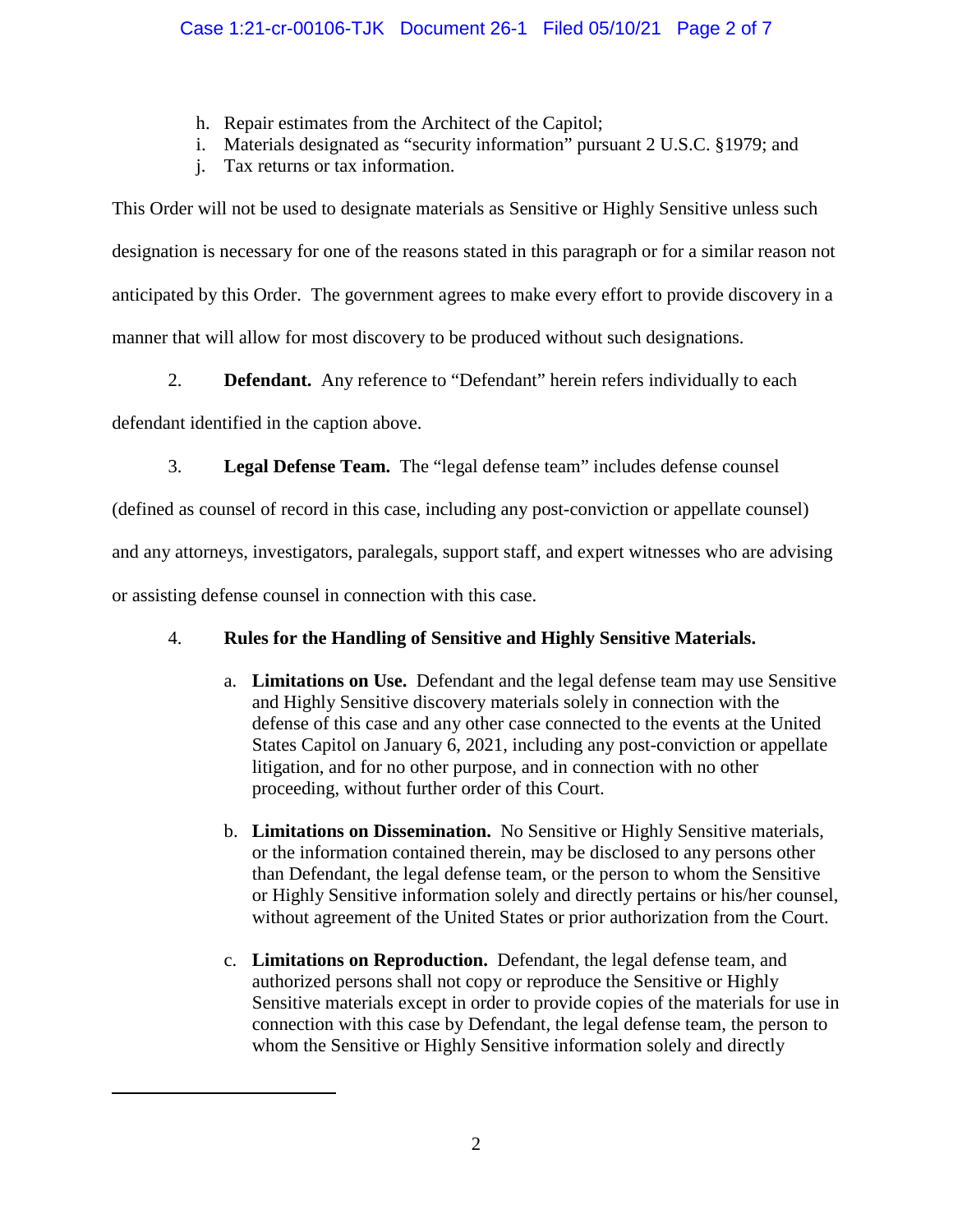h. Repair estimates from the Architect of the Capitol;
i. Materials designated as "security information" pursuant 2 U.S.C. §1979; and
j. Tax returns or tax information.

This Order will not be used to designate materials as Sensitive or Highly Sensitive unless such designation is necessary for one of the reasons stated in this paragraph or for a similar reason not anticipated by this Order. The government agrees to make every effort to provide discovery in a manner that will allow for most discovery to be produced without such designations.

2. **Defendant.** Any reference to "Defendant" herein refers individually to each defendant identified in the caption above.

3. **Legal Defense Team.** The "legal defense team" includes defense counsel (defined as counsel of record in this case, including any post-conviction or appellate counsel) and any attorneys, investigators, paralegals, support staff, and expert witnesses who are advising or assisting defense counsel in connection with this case.

4. **Rules for the Handling of Sensitive and Highly Sensitive Materials.**

   a. **Limitations on Use.** Defendant and the legal defense team may use Sensitive and Highly Sensitive discovery materials solely in connection with the defense of this case and any other case connected to the events at the United States Capitol on January 6, 2021, including any post-conviction or appellate litigation, and for no other purpose, and in connection with no other proceeding, without further order of this Court.

   b. **Limitations on Dissemination.** No Sensitive or Highly Sensitive materials, or the information contained therein, may be disclosed to any persons other than Defendant, the legal defense team, or the person to whom the Sensitive or Highly Sensitive information solely and directly pertains or his/her counsel, without agreement of the United States or prior authorization from the Court.

   c. **Limitations on Reproduction.** Defendant, the legal defense team, and authorized persons shall not copy or reproduce the Sensitive or Highly Sensitive materials except in order to provide copies of the materials for use in connection with this case by Defendant, the legal defense team, the person to whom the Sensitive or Highly Sensitive information solely and directly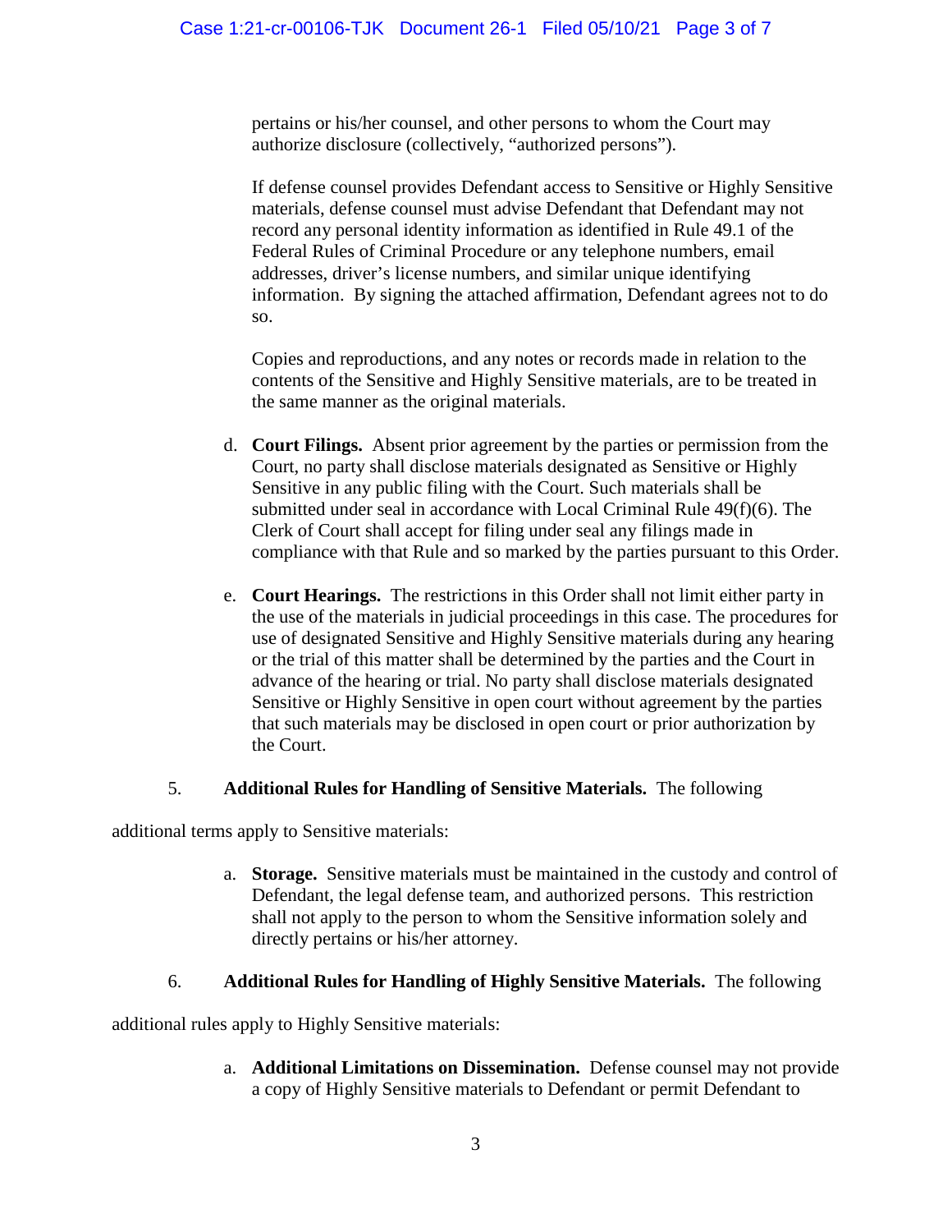pertains or his/her counsel, and other persons to whom the Court may authorize disclosure (collectively, "authorized persons").

If defense counsel provides Defendant access to Sensitive or Highly Sensitive materials, defense counsel must advise Defendant that Defendant may not record any personal identity information as identified in Rule 49.1 of the Federal Rules of Criminal Procedure or any telephone numbers, email addresses, driver's license numbers, and similar unique identifying information. By signing the attached affirmation, Defendant agrees not to do so.

Copies and reproductions, and any notes or records made in relation to the contents of the Sensitive and Highly Sensitive materials, are to be treated in the same manner as the original materials.

d. **Court Filings.** Absent prior agreement by the parties or permission from the Court, no party shall disclose materials designated as Sensitive or Highly Sensitive in any public filing with the Court. Such materials shall be submitted under seal in accordance with Local Criminal Rule 49(f)(6). The Clerk of Court shall accept for filing under seal any filings made in compliance with that Rule and so marked by the parties pursuant to this Order.

e. **Court Hearings.** The restrictions in this Order shall not limit either party in the use of the materials in judicial proceedings in this case. The procedures for use of designated Sensitive and Highly Sensitive materials during any hearing or the trial of this matter shall be determined by the parties and the Court in advance of the hearing or trial. No party shall disclose materials designated Sensitive or Highly Sensitive in open court without agreement by the parties that such materials may be disclosed in open court or prior authorization by the Court.

5. **Additional Rules for Handling of Sensitive Materials.** The following additional terms apply to Sensitive materials:

a. **Storage.** Sensitive materials must be maintained in the custody and control of Defendant, the legal defense team, and authorized persons. This restriction shall not apply to the person to whom the Sensitive information solely and directly pertains or his/her attorney.

6. **Additional Rules for Handling of Highly Sensitive Materials.** The following additional rules apply to Highly Sensitive materials:

a. **Additional Limitations on Dissemination.** Defense counsel may not provide a copy of Highly Sensitive materials to Defendant or permit Defendant to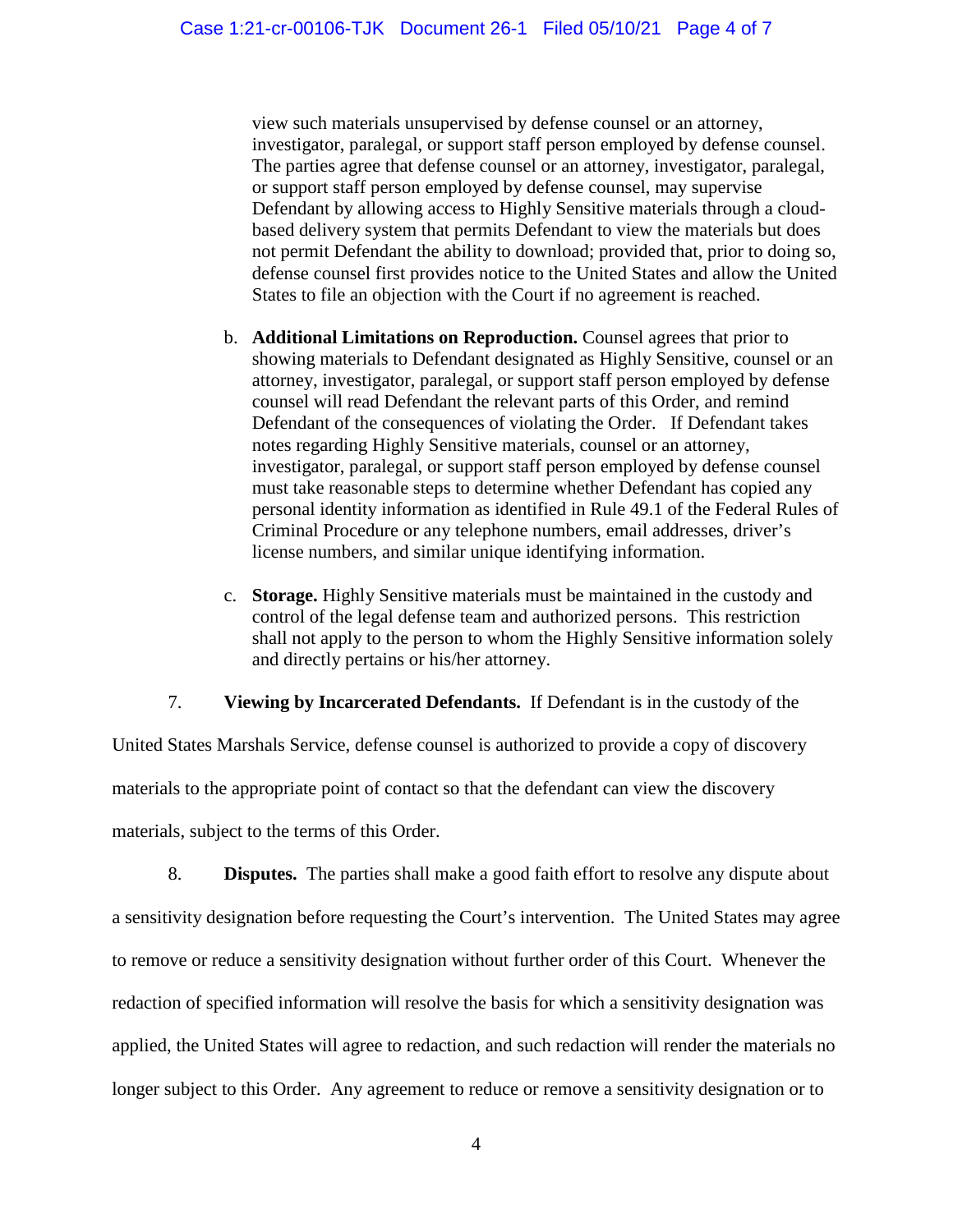view such materials unsupervised by defense counsel or an attorney, investigator, paralegal, or support staff person employed by defense counsel. The parties agree that defense counsel or an attorney, investigator, paralegal, or support staff person employed by defense counsel, may supervise Defendant by allowing access to Highly Sensitive materials through a cloud-based delivery system that permits Defendant to view the materials but does not permit Defendant the ability to download; provided that, prior to doing so, defense counsel first provides notice to the United States and allow the United States to file an objection with the Court if no agreement is reached.

b. **Additional Limitations on Reproduction.** Counsel agrees that prior to showing materials to Defendant designated as Highly Sensitive, counsel or an attorney, investigator, paralegal, or support staff person employed by defense counsel will read Defendant the relevant parts of this Order, and remind Defendant of the consequences of violating the Order. If Defendant takes notes regarding Highly Sensitive materials, counsel or an attorney, investigator, paralegal, or support staff person employed by defense counsel must take reasonable steps to determine whether Defendant has copied any personal identity information as identified in Rule 49.1 of the Federal Rules of Criminal Procedure or any telephone numbers, email addresses, driver's license numbers, and similar unique identifying information.

c. **Storage.** Highly Sensitive materials must be maintained in the custody and control of the legal defense team and authorized persons. This restriction shall not apply to the person to whom the Highly Sensitive information solely and directly pertains or his/her attorney.

7. **Viewing by Incarcerated Defendants.** If Defendant is in the custody of the United States Marshals Service, defense counsel is authorized to provide a copy of discovery materials to the appropriate point of contact so that the defendant can view the discovery materials, subject to the terms of this Order.

8. **Disputes.** The parties shall make a good faith effort to resolve any dispute about a sensitivity designation before requesting the Court's intervention. The United States may agree to remove or reduce a sensitivity designation without further order of this Court. Whenever the redaction of specified information will resolve the basis for which a sensitivity designation was applied, the United States will agree to redaction, and such redaction will render the materials no longer subject to this Order. Any agreement to reduce or remove a sensitivity designation or to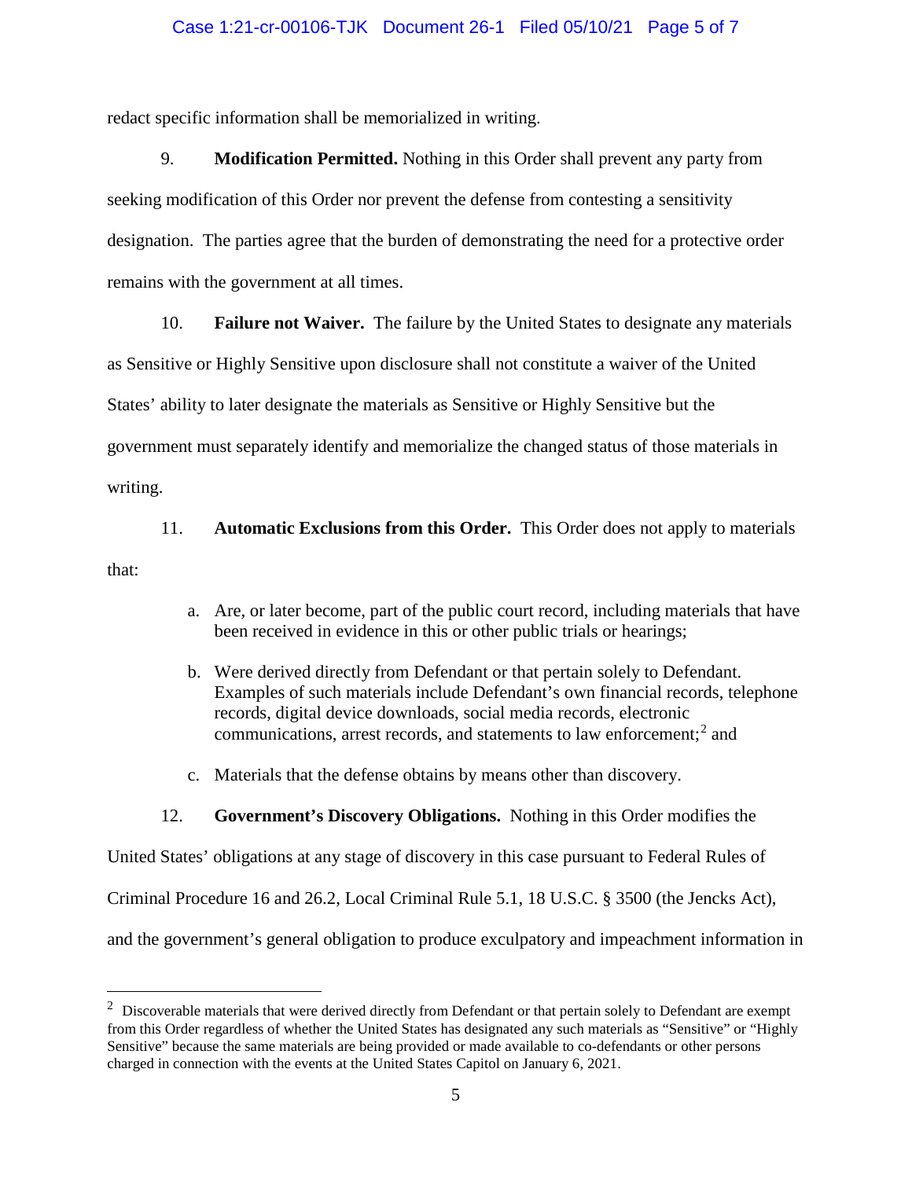redact specific information shall be memorialized in writing.

9. **Modification Permitted.** Nothing in this Order shall prevent any party from seeking modification of this Order nor prevent the defense from contesting a sensitivity designation. The parties agree that the burden of demonstrating the need for a protective order remains with the government at all times.

10. **Failure not Waiver.** The failure by the United States to designate any materials as Sensitive or Highly Sensitive upon disclosure shall not constitute a waiver of the United States' ability to later designate the materials as Sensitive or Highly Sensitive but the government must separately identify and memorialize the changed status of those materials in writing.

11. **Automatic Exclusions from this Order.** This Order does not apply to materials that:

   a. Are, or later become, part of the public court record, including materials that have been received in evidence in this or other public trials or hearings;

   b. Were derived directly from Defendant or that pertain solely to Defendant. Examples of such materials include Defendant's own financial records, telephone records, digital device downloads, social media records, electronic communications, arrest records, and statements to law enforcement;[2] and

   c. Materials that the defense obtains by means other than discovery.

12. **Government's Discovery Obligations.** Nothing in this Order modifies the United States' obligations at any stage of discovery in this case pursuant to Federal Rules of Criminal Procedure 16 and 26.2, Local Criminal Rule 5.1, 18 U.S.C. § 3500 (the Jencks Act), and the government's general obligation to produce exculpatory and impeachment information in

---

[2] Discoverable materials that were derived directly from Defendant or that pertain solely to Defendant are exempt from this Order regardless of whether the United States has designated any such materials as "Sensitive" or "Highly Sensitive" because the same materials are being provided or made available to co-defendants or other persons charged in connection with the events at the United States Capitol on January 6, 2021.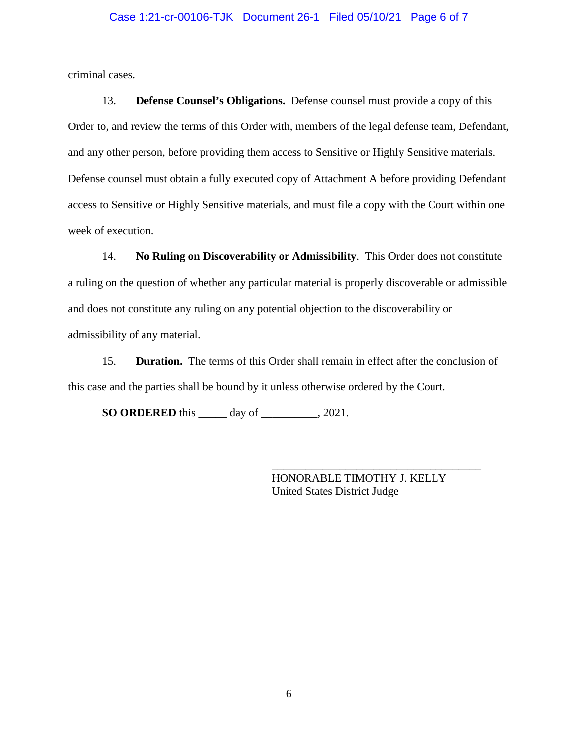criminal cases.

13. **Defense Counsel's Obligations.** Defense counsel must provide a copy of this Order to, and review the terms of this Order with, members of the legal defense team, Defendant, and any other person, before providing them access to Sensitive or Highly Sensitive materials. Defense counsel must obtain a fully executed copy of Attachment A before providing Defendant access to Sensitive or Highly Sensitive materials, and must file a copy with the Court within one week of execution.

14. **No Ruling on Discoverability or Admissibility**. This Order does not constitute a ruling on the question of whether any particular material is properly discoverable or admissible and does not constitute any ruling on any potential objection to the discoverability or admissibility of any material.

15. **Duration.** The terms of this Order shall remain in effect after the conclusion of this case and the parties shall be bound by it unless otherwise ordered by the Court.

**SO ORDERED** this _____ day of __________, 2021.

___________________________________
HONORABLE TIMOTHY J. KELLY
United States District Judge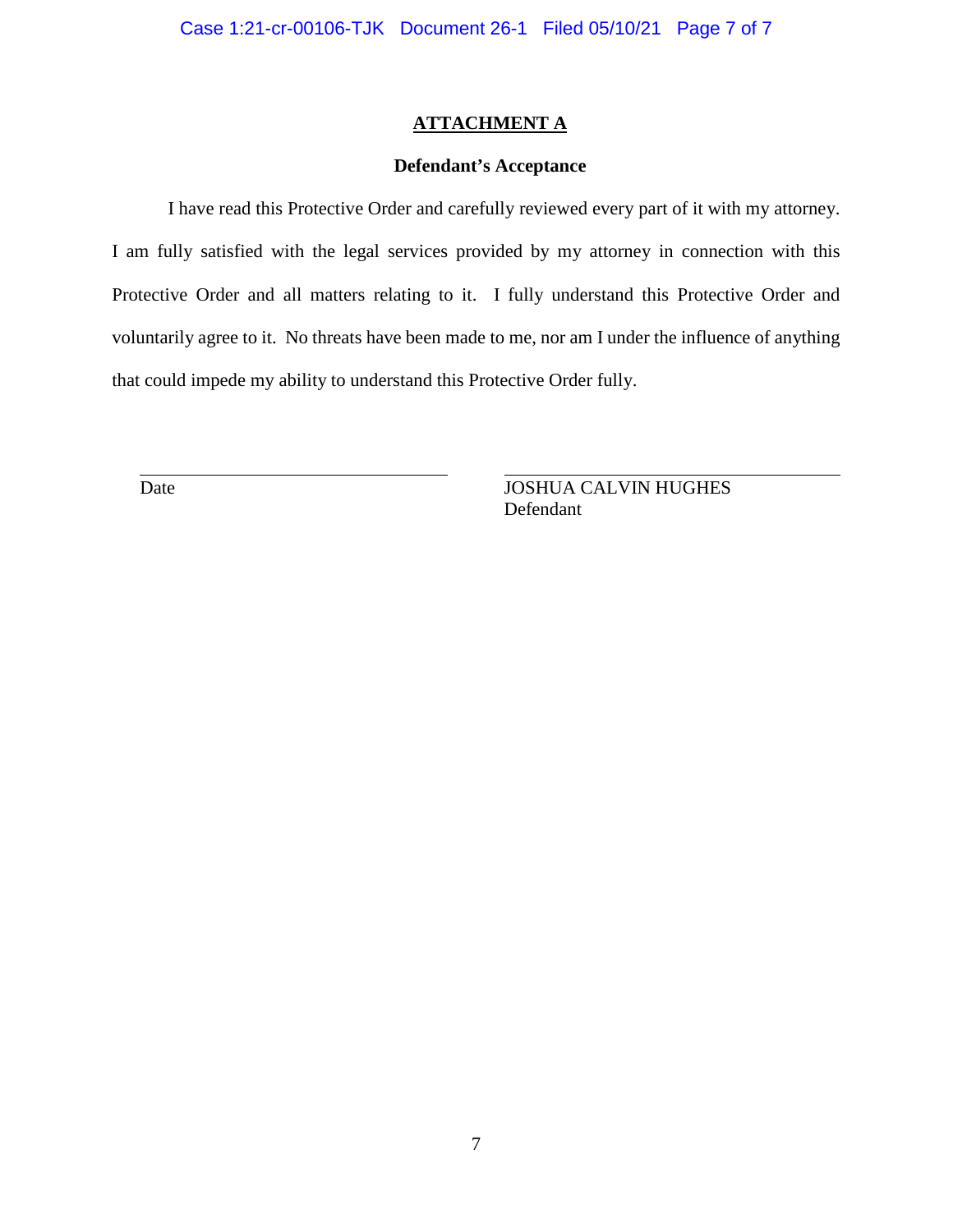## ATTACHMENT A

### Defendant's Acceptance

I have read this Protective Order and carefully reviewed every part of it with my attorney. I am fully satisfied with the legal services provided by my attorney in connection with this Protective Order and all matters relating to it. I fully understand this Protective Order and voluntarily agree to it. No threats have been made to me, nor am I under the influence of anything that could impede my ability to understand this Protective Order fully.

\_\_\_\_\_\_\_\_\_\_\_\_\_\_\_\_\_\_\_\_\_\_\_\_\_\_\_\_
Date

\_\_\_\_\_\_\_\_\_\_\_\_\_\_\_\_\_\_\_\_\_\_\_\_\_\_\_\_
JOSHUA CALVIN HUGHES
Defendant